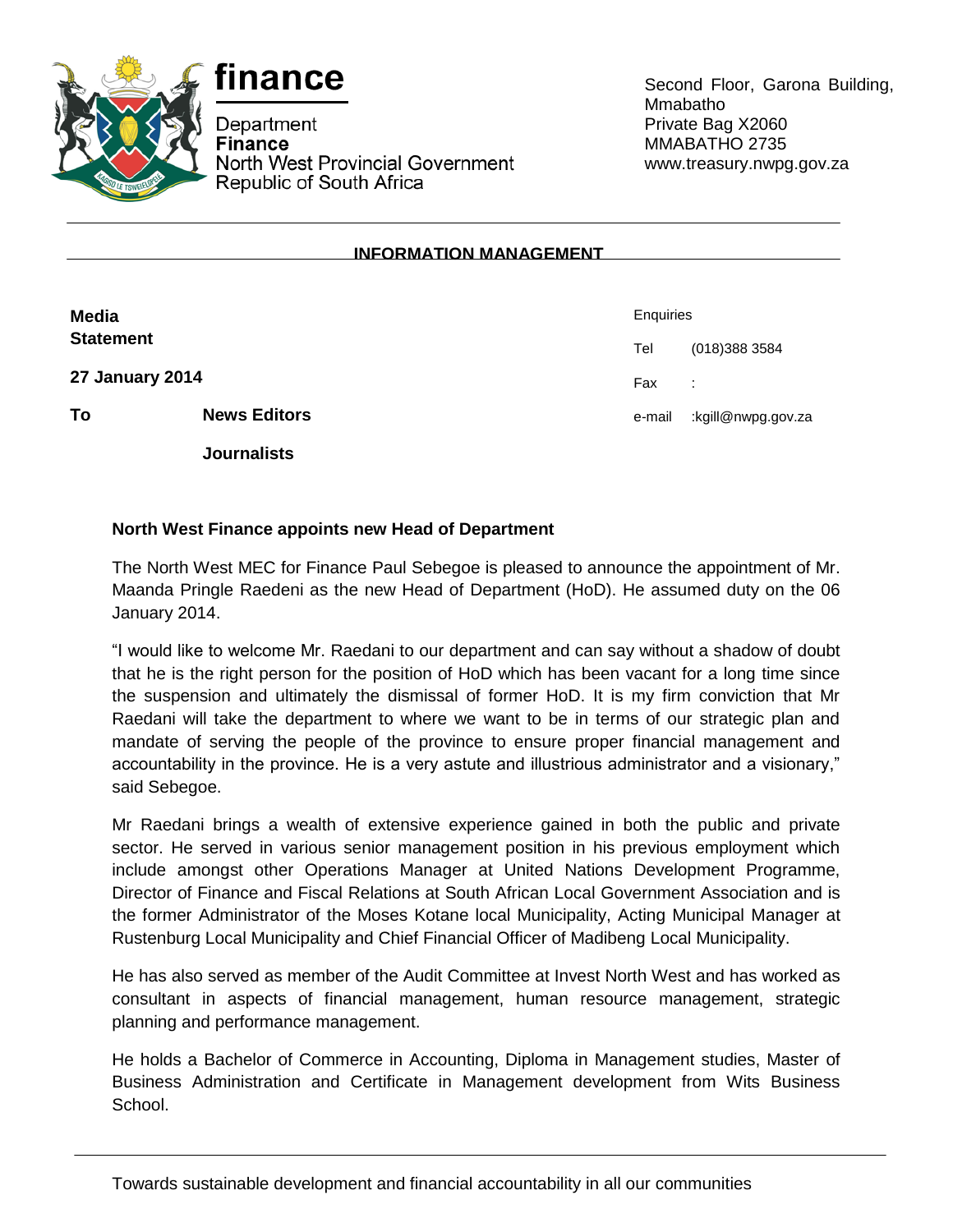**finance**

Department
**Finance**
North West Provincial Government
Republic of South Africa

Second Floor, Garona Building,
Mmabatho
Private Bag X2060
MMABATHO 2735
www.treasury.nwpg.gov.za

**INFORMATION MANAGEMENT**

**Media Statement**

**27 January 2014**

**To** **News Editors**

**Journalists**

Enquiries

Tel (018)388 3584

Fax :

e-mail :kgill@nwpg.gov.za

**North West Finance appoints new Head of Department**

The North West MEC for Finance Paul Sebegoe is pleased to announce the appointment of Mr. Maanda Pringle Raedeni as the new Head of Department (HoD). He assumed duty on the 06 January 2014.

"I would like to welcome Mr. Raedani to our department and can say without a shadow of doubt that he is the right person for the position of HoD which has been vacant for a long time since the suspension and ultimately the dismissal of former HoD. It is my firm conviction that Mr Raedani will take the department to where we want to be in terms of our strategic plan and mandate of serving the people of the province to ensure proper financial management and accountability in the province. He is a very astute and illustrious administrator and a visionary," said Sebegoe.

Mr Raedani brings a wealth of extensive experience gained in both the public and private sector. He served in various senior management position in his previous employment which include amongst other Operations Manager at United Nations Development Programme, Director of Finance and Fiscal Relations at South African Local Government Association and is the former Administrator of the Moses Kotane local Municipality, Acting Municipal Manager at Rustenburg Local Municipality and Chief Financial Officer of Madibeng Local Municipality.

He has also served as member of the Audit Committee at Invest North West and has worked as consultant in aspects of financial management, human resource management, strategic planning and performance management.

He holds a Bachelor of Commerce in Accounting, Diploma in Management studies, Master of Business Administration and Certificate in Management development from Wits Business School.

Towards sustainable development and financial accountability in all our communities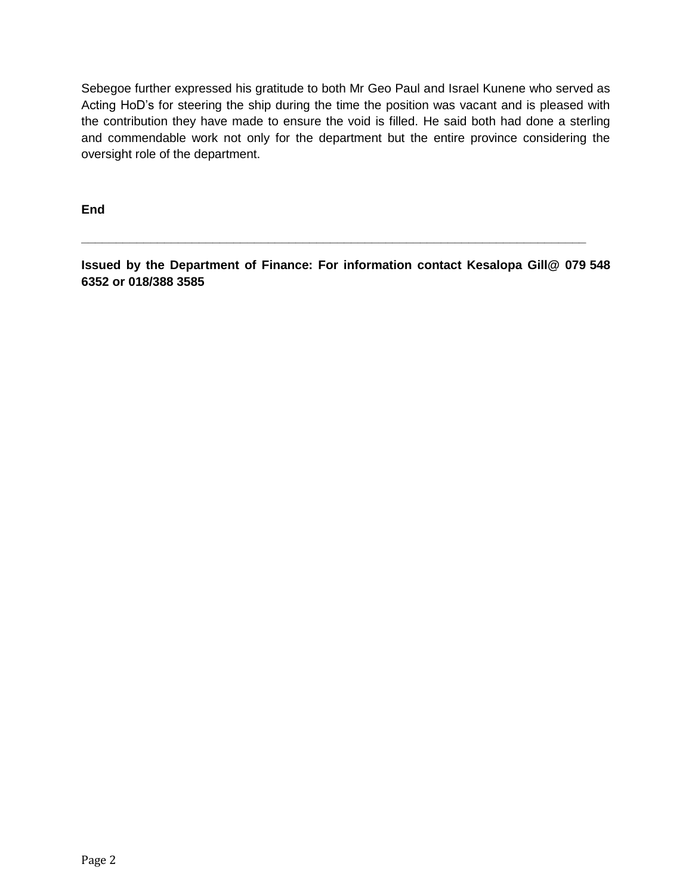Sebegoe further expressed his gratitude to both Mr Geo Paul and Israel Kunene who served as Acting HoD's for steering the ship during the time the position was vacant and is pleased with the contribution they have made to ensure the void is filled. He said both had done a sterling and commendable work not only for the department but the entire province considering the oversight role of the department.

**End**

---

**Issued by the Department of Finance: For information contact Kesalopa Gill@ 079 548 6352 or 018/388 3585**